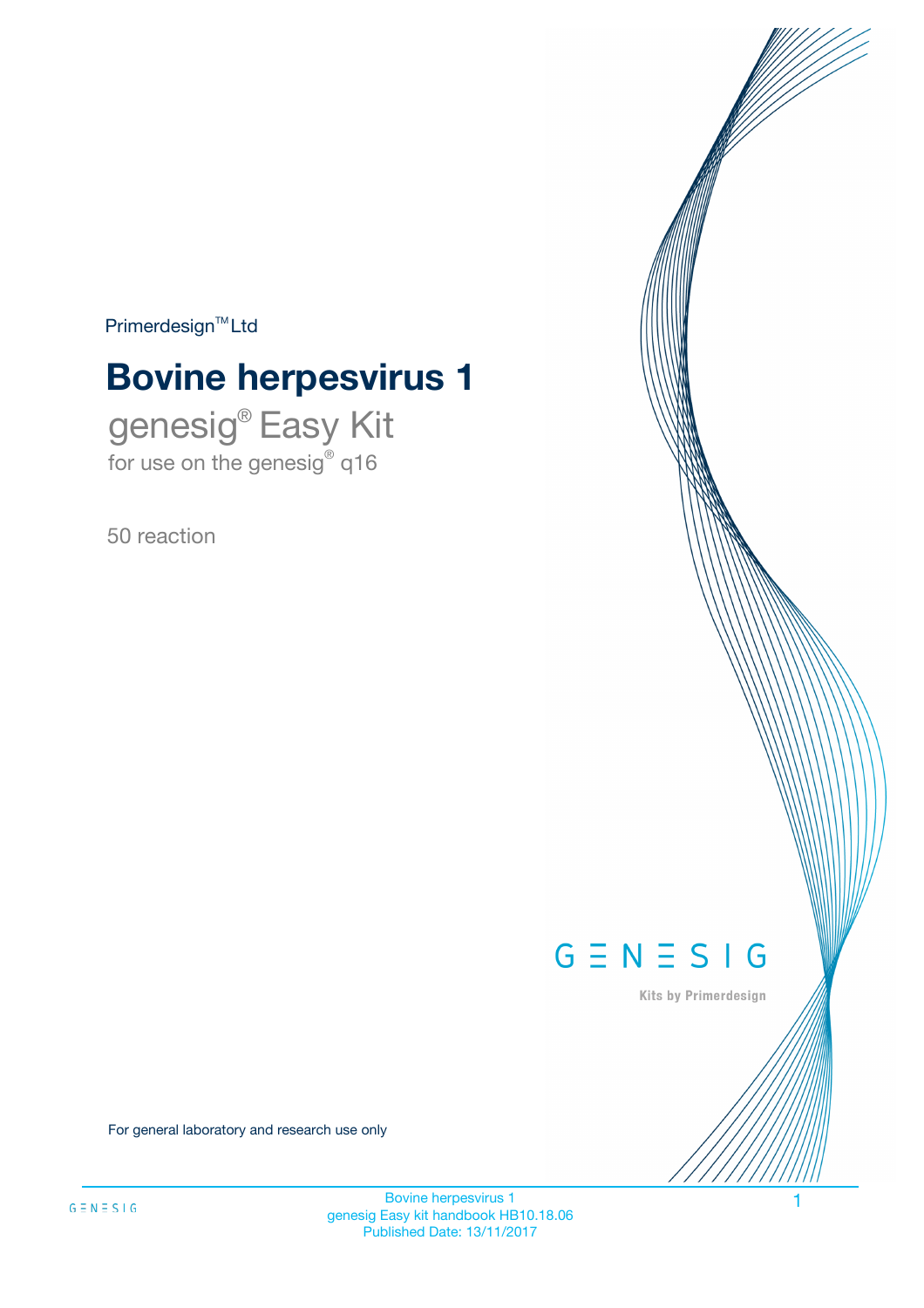Primerdesign™ Ltd

# Bovine herpesvirus 1

## genesig® Easy Kit

for use on the genesig® q16

50 reaction

GENESIG

Kits by Primerdesign

For general laboratory and research use only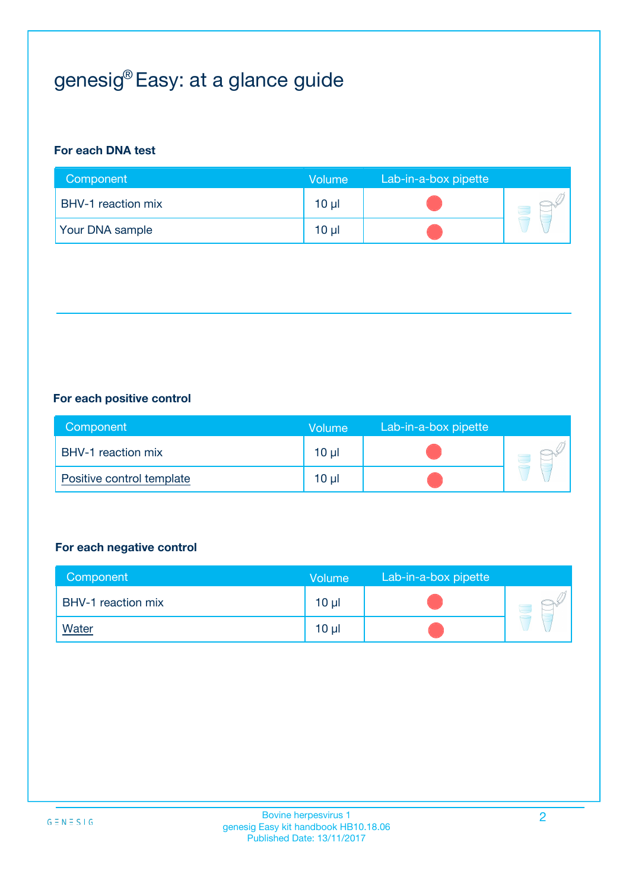# genesig® Easy: at a glance guide

### For each DNA test

| Component | Volume | Lab-in-a-box pipette |
|---|---|---|
| BHV-1 reaction mix | 10 µl | 🔴 |
| Your DNA sample | 10 µl | 🔴 |

### For each positive control

| Component | Volume | Lab-in-a-box pipette |
|---|---|---|
| BHV-1 reaction mix | 10 µl | 🔴 |
| Positive control template | 10 µl | 🔴 |

### For each negative control

| Component | Volume | Lab-in-a-box pipette |
|---|---|---|
| BHV-1 reaction mix | 10 µl | 🔴 |
| Water | 10 µl | 🔴 |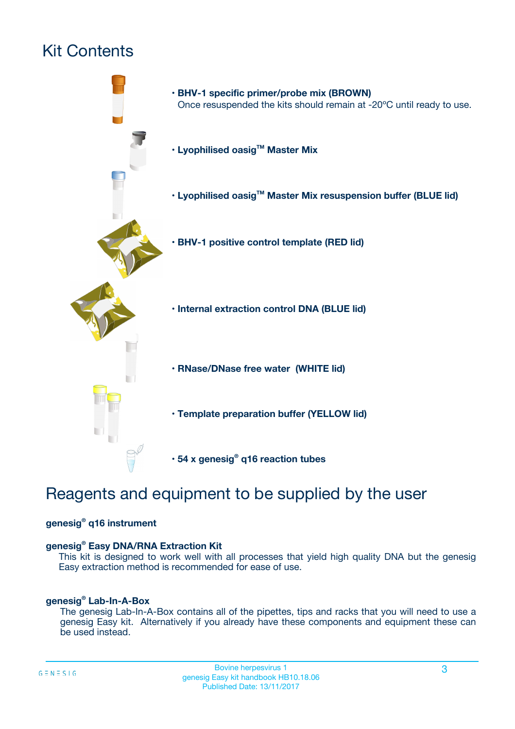# Kit Contents

- **BHV-1 specific primer/probe mix (BROWN)**
  Once resuspended the kits should remain at -20ºC until ready to use.
- **Lyophilised oasig™ Master Mix**
- **Lyophilised oasig™ Master Mix resuspension buffer (BLUE lid)**
- **BHV-1 positive control template (RED lid)**
- **Internal extraction control DNA (BLUE lid)**
- **RNase/DNase free water (WHITE lid)**
- **Template preparation buffer (YELLOW lid)**
- **54 x genesig® q16 reaction tubes**

# Reagents and equipment to be supplied by the user

**genesig® q16 instrument**

**genesig® Easy DNA/RNA Extraction Kit**

This kit is designed to work well with all processes that yield high quality DNA but the genesig Easy extraction method is recommended for ease of use.

**genesig® Lab-In-A-Box**

The genesig Lab-In-A-Box contains all of the pipettes, tips and racks that you will need to use a genesig Easy kit. Alternatively if you already have these components and equipment these can be used instead.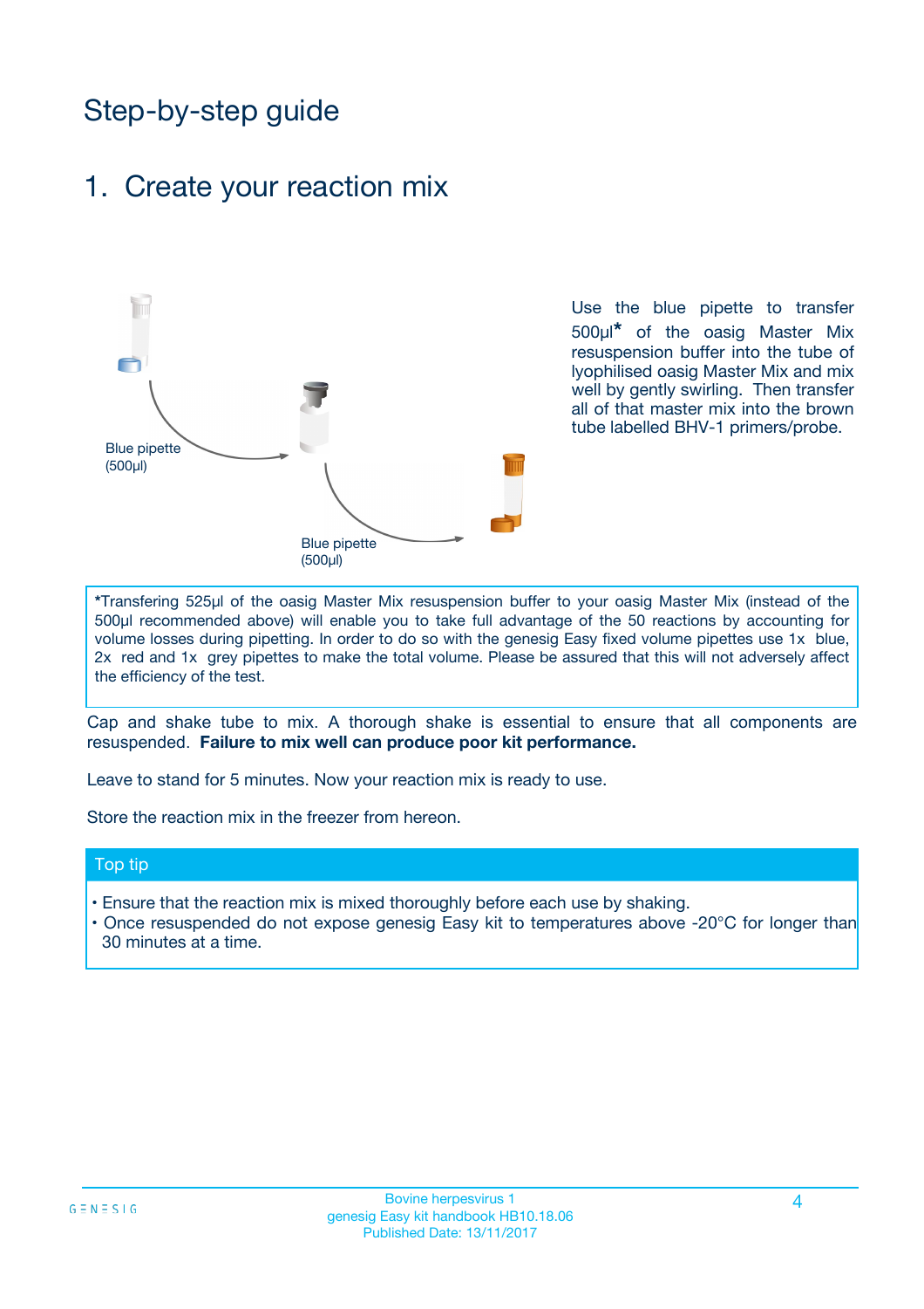# Step-by-step guide

## 1. Create your reaction mix

Blue pipette (500µl)

Blue pipette (500µl)

Use the blue pipette to transfer 500µl* of the oasig Master Mix resuspension buffer into the tube of lyophilised oasig Master Mix and mix well by gently swirling. Then transfer all of that master mix into the brown tube labelled BHV-1 primers/probe.

*Transfering 525µl of the oasig Master Mix resuspension buffer to your oasig Master Mix (instead of the 500µl recommended above) will enable you to take full advantage of the 50 reactions by accounting for volume losses during pipetting. In order to do so with the genesig Easy fixed volume pipettes use 1x blue, 2x red and 1x grey pipettes to make the total volume. Please be assured that this will not adversely affect the efficiency of the test.

Cap and shake tube to mix. A thorough shake is essential to ensure that all components are resuspended. **Failure to mix well can produce poor kit performance.**

Leave to stand for 5 minutes. Now your reaction mix is ready to use.

Store the reaction mix in the freezer from hereon.

### Top tip

- Ensure that the reaction mix is mixed thoroughly before each use by shaking.
- Once resuspended do not expose genesig Easy kit to temperatures above -20°C for longer than 30 minutes at a time.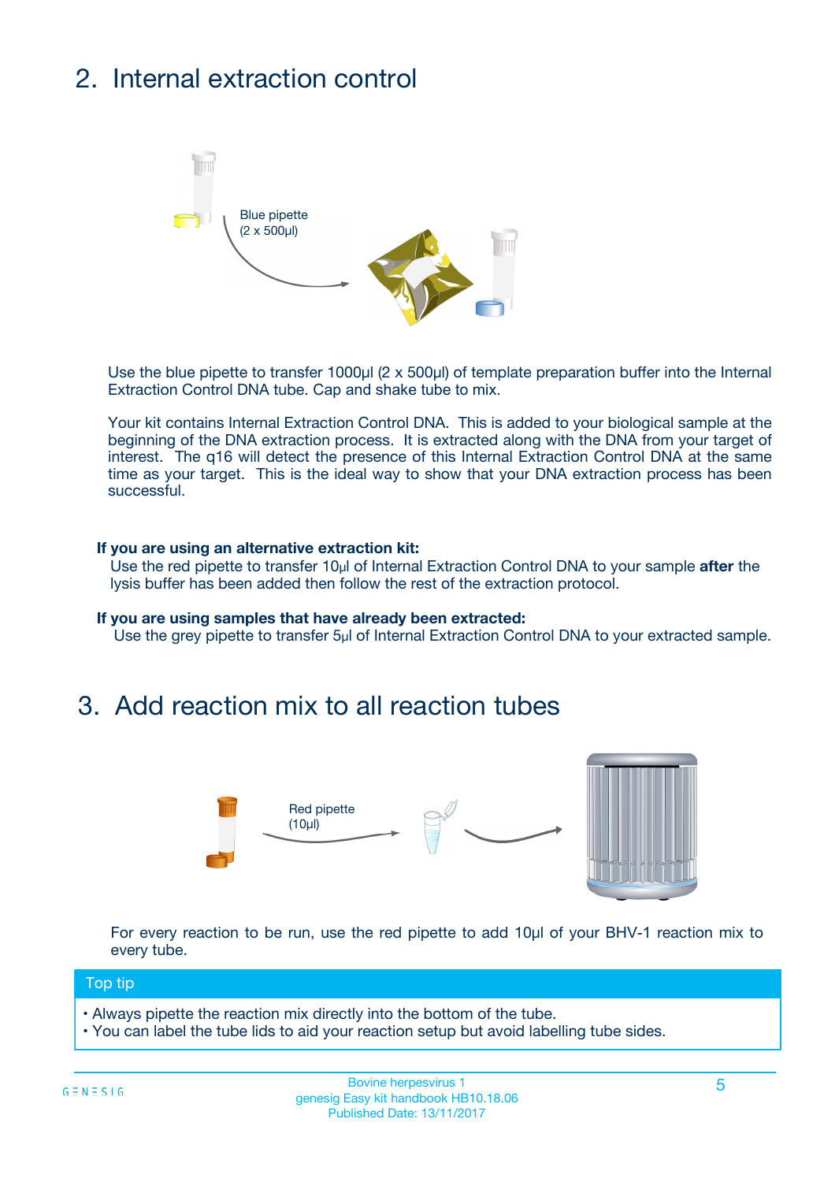## 2. Internal extraction control

Blue pipette
(2 x 500µl)

Use the blue pipette to transfer 1000µl (2 x 500µl) of template preparation buffer into the Internal Extraction Control DNA tube. Cap and shake tube to mix.

Your kit contains Internal Extraction Control DNA. This is added to your biological sample at the beginning of the DNA extraction process. It is extracted along with the DNA from your target of interest. The q16 will detect the presence of this Internal Extraction Control DNA at the same time as your target. This is the ideal way to show that your DNA extraction process has been successful.

**If you are using an alternative extraction kit:**
Use the red pipette to transfer 10µl of Internal Extraction Control DNA to your sample **after** the lysis buffer has been added then follow the rest of the extraction protocol.

**If you are using samples that have already been extracted:**
Use the grey pipette to transfer 5µl of Internal Extraction Control DNA to your extracted sample.

## 3. Add reaction mix to all reaction tubes

Red pipette
(10µl)

For every reaction to be run, use the red pipette to add 10µl of your BHV-1 reaction mix to every tube.

**Top tip**

- Always pipette the reaction mix directly into the bottom of the tube.
- You can label the tube lids to aid your reaction setup but avoid labelling tube sides.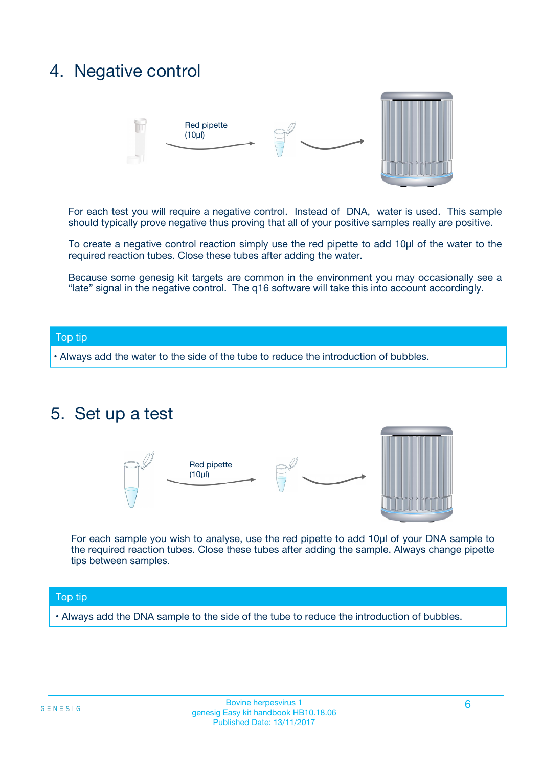## 4. Negative control

Red pipette (10µl)

For each test you will require a negative control. Instead of DNA, water is used. This sample should typically prove negative thus proving that all of your positive samples really are positive.

To create a negative control reaction simply use the red pipette to add 10µl of the water to the required reaction tubes. Close these tubes after adding the water.

Because some genesig kit targets are common in the environment you may occasionally see a "late" signal in the negative control. The q16 software will take this into account accordingly.

**Top tip**

- Always add the water to the side of the tube to reduce the introduction of bubbles.

## 5. Set up a test

Red pipette (10µl)

For each sample you wish to analyse, use the red pipette to add 10µl of your DNA sample to the required reaction tubes. Close these tubes after adding the sample. Always change pipette tips between samples.

**Top tip**

- Always add the DNA sample to the side of the tube to reduce the introduction of bubbles.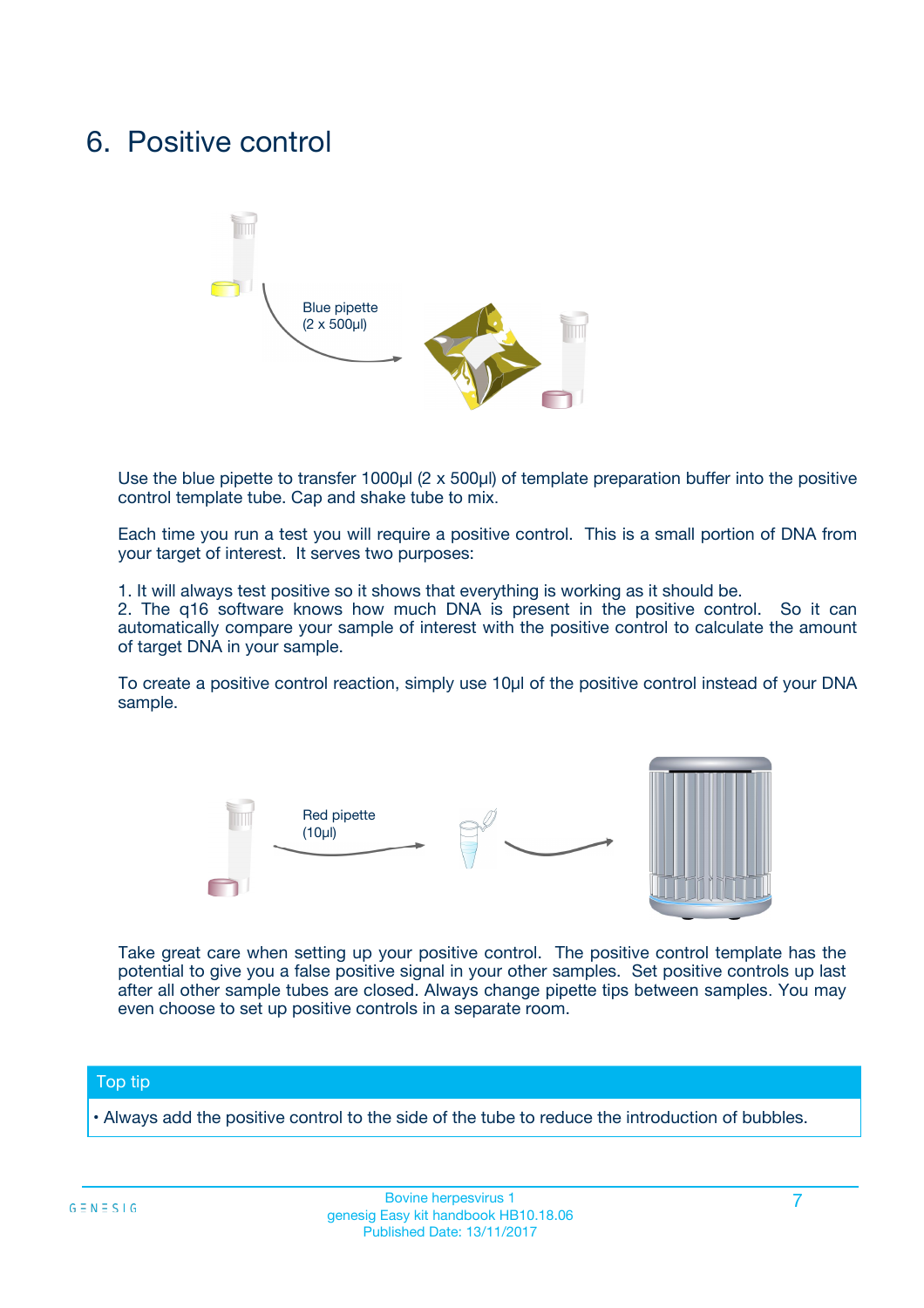# 6. Positive control

Blue pipette
(2 x 500µl)

Use the blue pipette to transfer 1000µl (2 x 500µl) of template preparation buffer into the positive control template tube. Cap and shake tube to mix.

Each time you run a test you will require a positive control. This is a small portion of DNA from your target of interest. It serves two purposes:

1. It will always test positive so it shows that everything is working as it should be.
2. The q16 software knows how much DNA is present in the positive control. So it can automatically compare your sample of interest with the positive control to calculate the amount of target DNA in your sample.

To create a positive control reaction, simply use 10µl of the positive control instead of your DNA sample.

Red pipette
(10µl)

Take great care when setting up your positive control. The positive control template has the potential to give you a false positive signal in your other samples. Set positive controls up last after all other sample tubes are closed. Always change pipette tips between samples. You may even choose to set up positive controls in a separate room.

## Top tip

- Always add the positive control to the side of the tube to reduce the introduction of bubbles.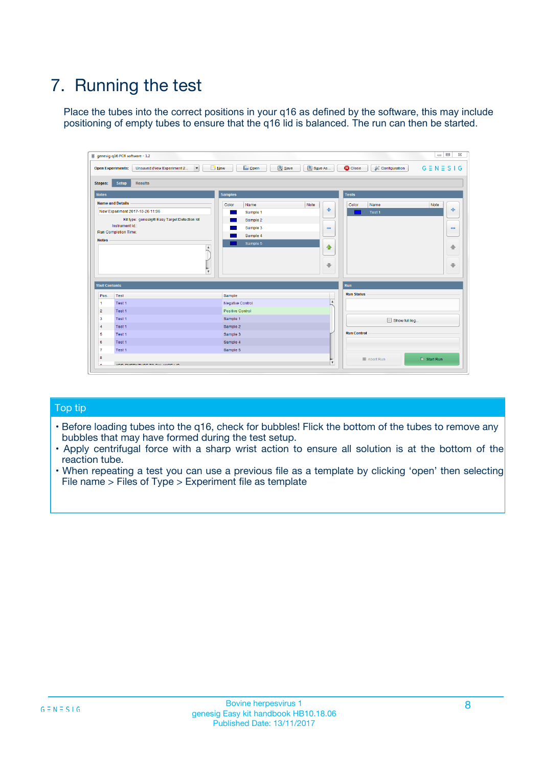# 7. Running the test

Place the tubes into the correct positions in your q16 as defined by the software, this may include positioning of empty tubes to ensure that the q16 lid is balanced. The run can then be started.

## Top tip

- Before loading tubes into the q16, check for bubbles! Flick the bottom of the tubes to remove any bubbles that may have formed during the test setup.
- Apply centrifugal force with a sharp wrist action to ensure all solution is at the bottom of the reaction tube.
- When repeating a test you can use a previous file as a template by clicking 'open' then selecting File name > Files of Type > Experiment file as template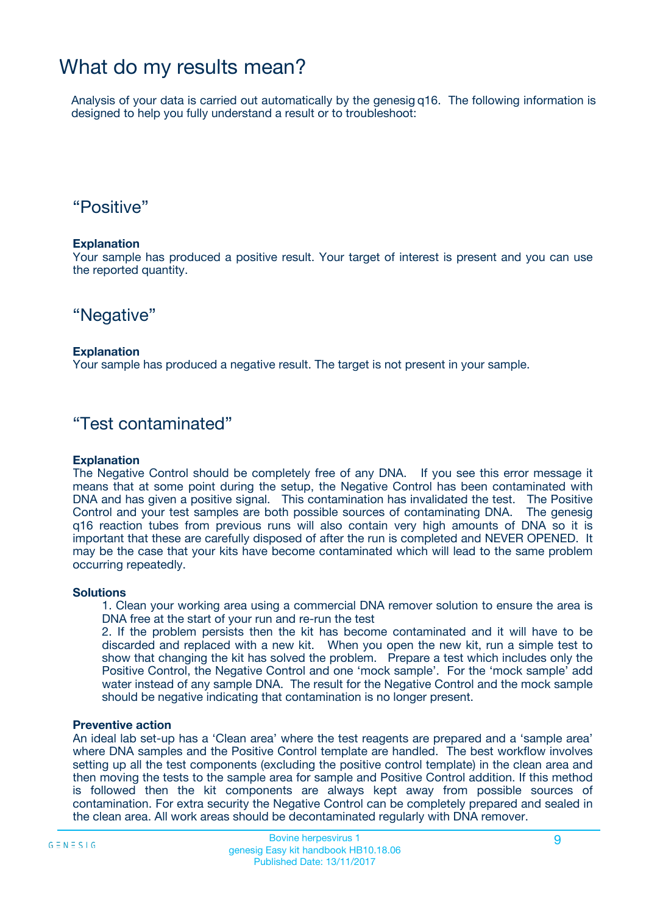# What do my results mean?

Analysis of your data is carried out automatically by the genesig q16. The following information is designed to help you fully understand a result or to troubleshoot:

## “Positive”

**Explanation**
Your sample has produced a positive result. Your target of interest is present and you can use the reported quantity.

## “Negative”

**Explanation**
Your sample has produced a negative result. The target is not present in your sample.

## “Test contaminated”

**Explanation**
The Negative Control should be completely free of any DNA. If you see this error message it means that at some point during the setup, the Negative Control has been contaminated with DNA and has given a positive signal. This contamination has invalidated the test. The Positive Control and your test samples are both possible sources of contaminating DNA. The genesig q16 reaction tubes from previous runs will also contain very high amounts of DNA so it is important that these are carefully disposed of after the run is completed and NEVER OPENED. It may be the case that your kits have become contaminated which will lead to the same problem occurring repeatedly.

**Solutions**

1. Clean your working area using a commercial DNA remover solution to ensure the area is DNA free at the start of your run and re-run the test
2. If the problem persists then the kit has become contaminated and it will have to be discarded and replaced with a new kit. When you open the new kit, run a simple test to show that changing the kit has solved the problem. Prepare a test which includes only the Positive Control, the Negative Control and one ‘mock sample’. For the ‘mock sample’ add water instead of any sample DNA. The result for the Negative Control and the mock sample should be negative indicating that contamination is no longer present.

**Preventive action**
An ideal lab set-up has a ‘Clean area’ where the test reagents are prepared and a ‘sample area’ where DNA samples and the Positive Control template are handled. The best workflow involves setting up all the test components (excluding the positive control template) in the clean area and then moving the tests to the sample area for sample and Positive Control addition. If this method is followed then the kit components are always kept away from possible sources of contamination. For extra security the Negative Control can be completely prepared and sealed in the clean area. All work areas should be decontaminated regularly with DNA remover.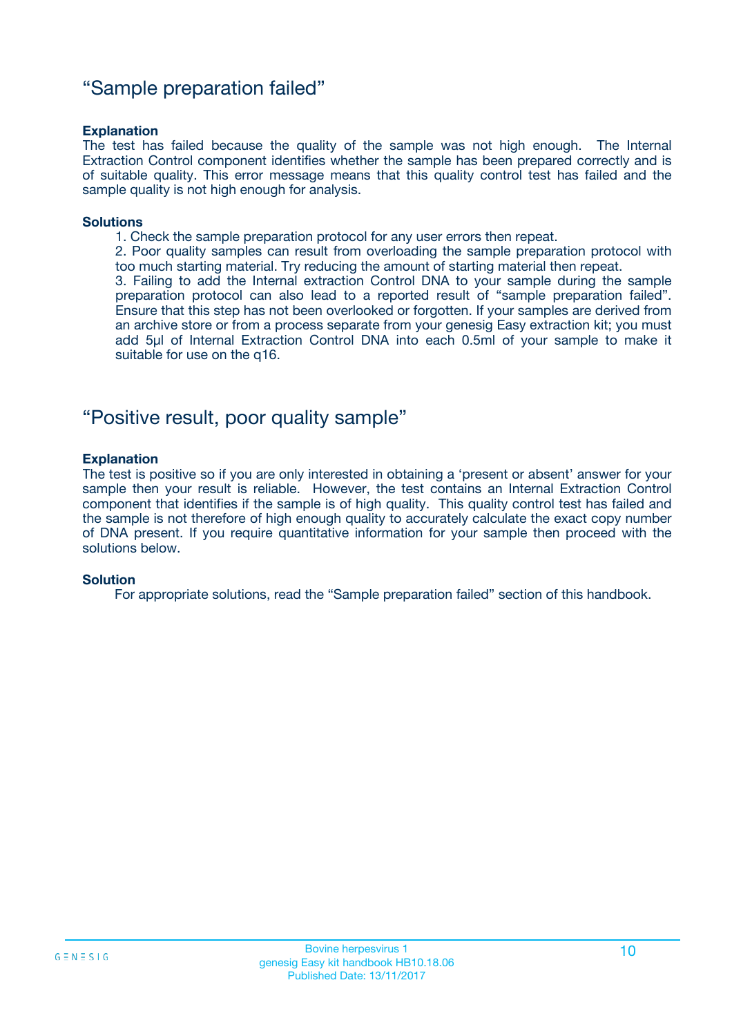## “Sample preparation failed”

**Explanation**

The test has failed because the quality of the sample was not high enough. The Internal Extraction Control component identifies whether the sample has been prepared correctly and is of suitable quality. This error message means that this quality control test has failed and the sample quality is not high enough for analysis.

**Solutions**

1. Check the sample preparation protocol for any user errors then repeat.
2. Poor quality samples can result from overloading the sample preparation protocol with too much starting material. Try reducing the amount of starting material then repeat.
3. Failing to add the Internal extraction Control DNA to your sample during the sample preparation protocol can also lead to a reported result of “sample preparation failed”. Ensure that this step has not been overlooked or forgotten. If your samples are derived from an archive store or from a process separate from your genesig Easy extraction kit; you must add 5µl of Internal Extraction Control DNA into each 0.5ml of your sample to make it suitable for use on the q16.

## “Positive result, poor quality sample”

**Explanation**

The test is positive so if you are only interested in obtaining a ‘present or absent’ answer for your sample then your result is reliable. However, the test contains an Internal Extraction Control component that identifies if the sample is of high quality. This quality control test has failed and the sample is not therefore of high enough quality to accurately calculate the exact copy number of DNA present. If you require quantitative information for your sample then proceed with the solutions below.

**Solution**

For appropriate solutions, read the “Sample preparation failed” section of this handbook.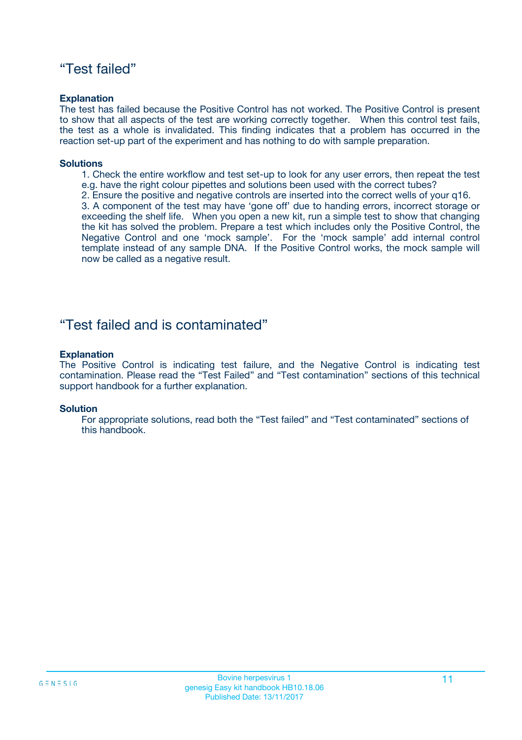## "Test failed"

**Explanation**

The test has failed because the Positive Control has not worked. The Positive Control is present to show that all aspects of the test are working correctly together. When this control test fails, the test as a whole is invalidated. This finding indicates that a problem has occurred in the reaction set-up part of the experiment and has nothing to do with sample preparation.

**Solutions**

1. Check the entire workflow and test set-up to look for any user errors, then repeat the test e.g. have the right colour pipettes and solutions been used with the correct tubes?
2. Ensure the positive and negative controls are inserted into the correct wells of your q16.
3. A component of the test may have 'gone off' due to handing errors, incorrect storage or exceeding the shelf life. When you open a new kit, run a simple test to show that changing the kit has solved the problem. Prepare a test which includes only the Positive Control, the Negative Control and one 'mock sample'. For the 'mock sample' add internal control template instead of any sample DNA. If the Positive Control works, the mock sample will now be called as a negative result.

## "Test failed and is contaminated"

**Explanation**

The Positive Control is indicating test failure, and the Negative Control is indicating test contamination. Please read the "Test Failed" and "Test contamination" sections of this technical support handbook for a further explanation.

**Solution**

For appropriate solutions, read both the "Test failed" and "Test contaminated" sections of this handbook.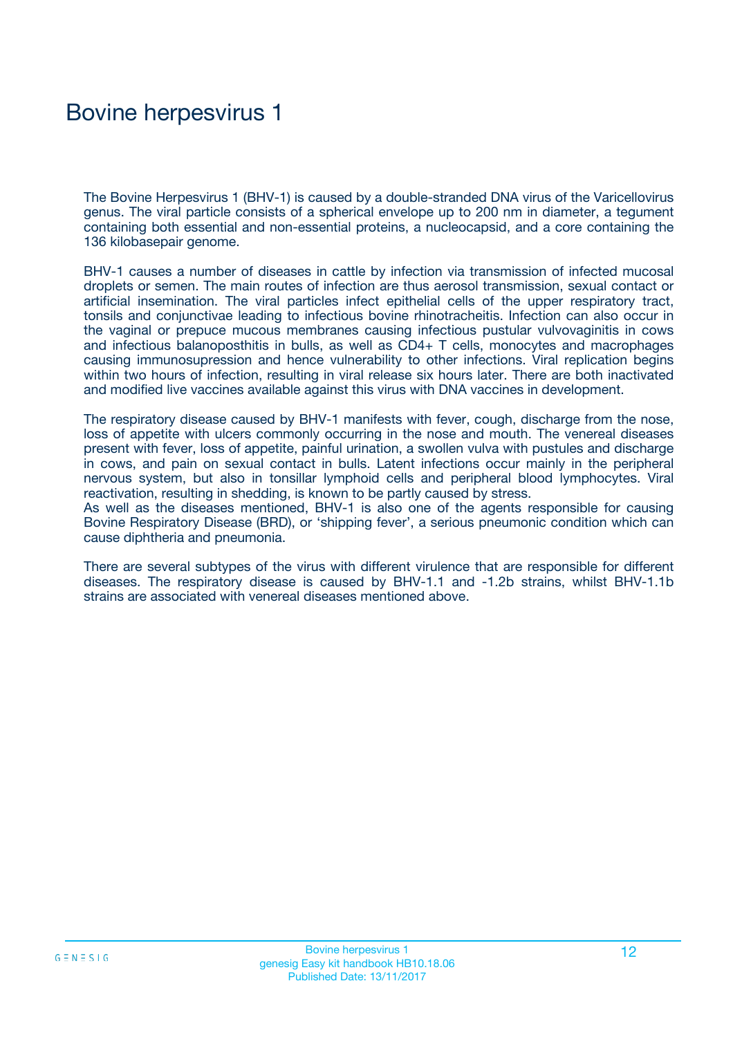# Bovine herpesvirus 1

The Bovine Herpesvirus 1 (BHV-1) is caused by a double-stranded DNA virus of the Varicellovirus genus. The viral particle consists of a spherical envelope up to 200 nm in diameter, a tegument containing both essential and non-essential proteins, a nucleocapsid, and a core containing the 136 kilobasepair genome.

BHV-1 causes a number of diseases in cattle by infection via transmission of infected mucosal droplets or semen. The main routes of infection are thus aerosol transmission, sexual contact or artificial insemination. The viral particles infect epithelial cells of the upper respiratory tract, tonsils and conjunctivae leading to infectious bovine rhinotracheitis. Infection can also occur in the vaginal or prepuce mucous membranes causing infectious pustular vulvovaginitis in cows and infectious balanoposthitis in bulls, as well as CD4+ T cells, monocytes and macrophages causing immunosupression and hence vulnerability to other infections. Viral replication begins within two hours of infection, resulting in viral release six hours later. There are both inactivated and modified live vaccines available against this virus with DNA vaccines in development.

The respiratory disease caused by BHV-1 manifests with fever, cough, discharge from the nose, loss of appetite with ulcers commonly occurring in the nose and mouth. The venereal diseases present with fever, loss of appetite, painful urination, a swollen vulva with pustules and discharge in cows, and pain on sexual contact in bulls. Latent infections occur mainly in the peripheral nervous system, but also in tonsillar lymphoid cells and peripheral blood lymphocytes. Viral reactivation, resulting in shedding, is known to be partly caused by stress.
As well as the diseases mentioned, BHV-1 is also one of the agents responsible for causing Bovine Respiratory Disease (BRD), or 'shipping fever', a serious pneumonic condition which can cause diphtheria and pneumonia.

There are several subtypes of the virus with different virulence that are responsible for different diseases. The respiratory disease is caused by BHV-1.1 and -1.2b strains, whilst BHV-1.1b strains are associated with venereal diseases mentioned above.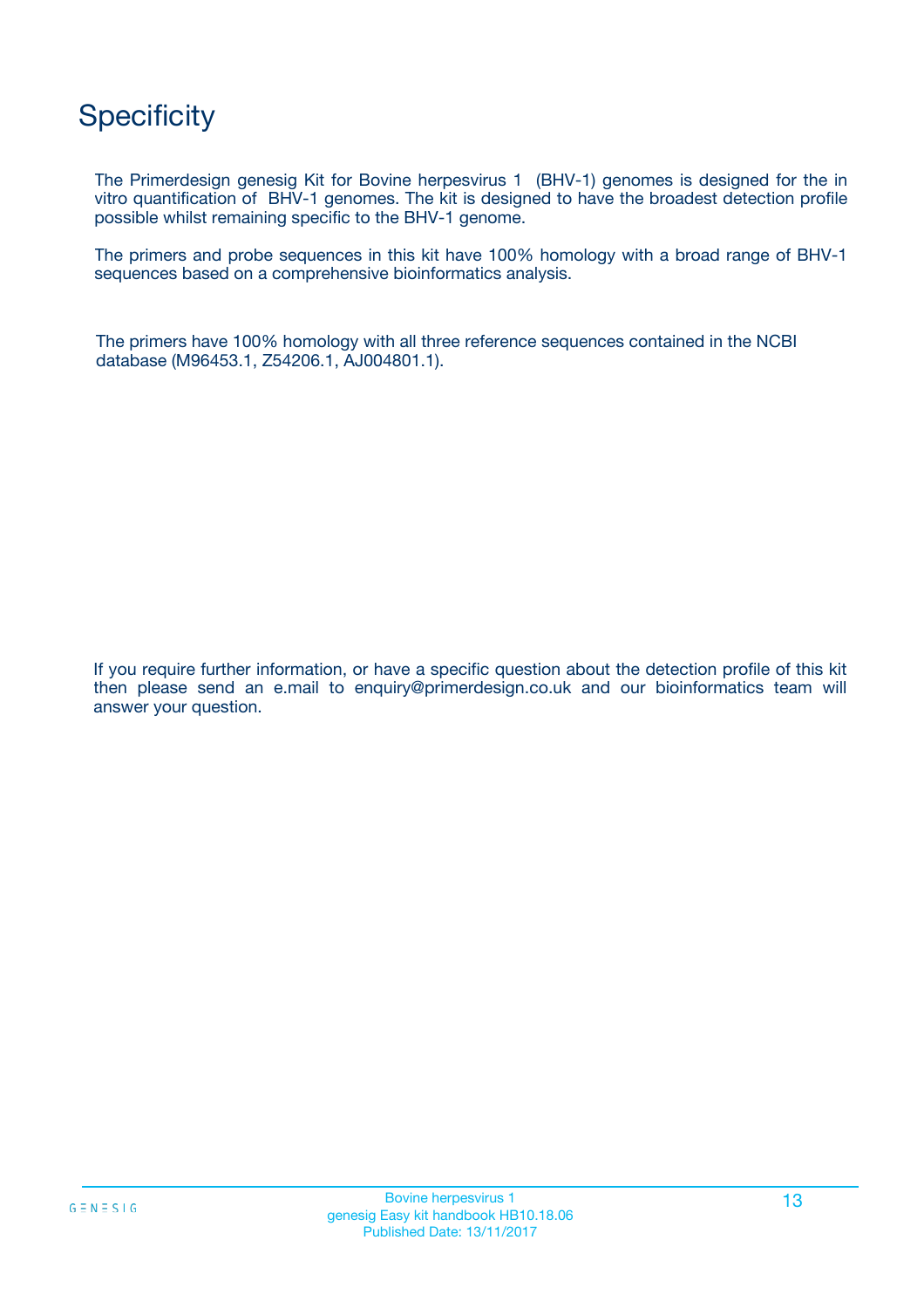# Specificity

The Primerdesign genesig Kit for Bovine herpesvirus 1 (BHV-1) genomes is designed for the in vitro quantification of BHV-1 genomes. The kit is designed to have the broadest detection profile possible whilst remaining specific to the BHV-1 genome.

The primers and probe sequences in this kit have 100% homology with a broad range of BHV-1 sequences based on a comprehensive bioinformatics analysis.

The primers have 100% homology with all three reference sequences contained in the NCBI database (M96453.1, Z54206.1, AJ004801.1).

If you require further information, or have a specific question about the detection profile of this kit then please send an e.mail to enquiry@primerdesign.co.uk and our bioinformatics team will answer your question.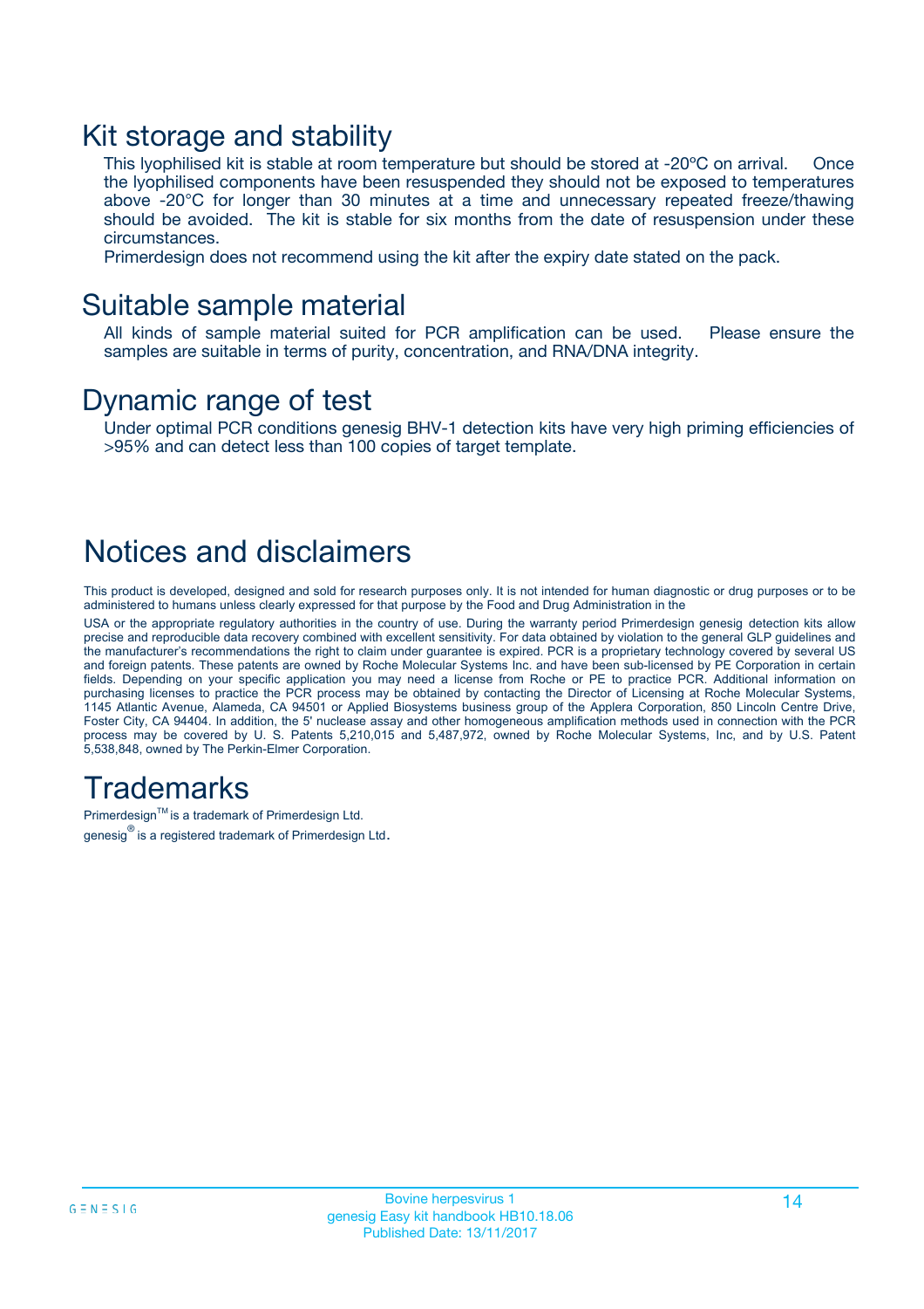## Kit storage and stability

This lyophilised kit is stable at room temperature but should be stored at -20ºC on arrival. Once the lyophilised components have been resuspended they should not be exposed to temperatures above -20°C for longer than 30 minutes at a time and unnecessary repeated freeze/thawing should be avoided. The kit is stable for six months from the date of resuspension under these circumstances.

Primerdesign does not recommend using the kit after the expiry date stated on the pack.

## Suitable sample material

All kinds of sample material suited for PCR amplification can be used. Please ensure the samples are suitable in terms of purity, concentration, and RNA/DNA integrity.

## Dynamic range of test

Under optimal PCR conditions genesig BHV-1 detection kits have very high priming efficiencies of >95% and can detect less than 100 copies of target template.

# Notices and disclaimers

This product is developed, designed and sold for research purposes only. It is not intended for human diagnostic or drug purposes or to be administered to humans unless clearly expressed for that purpose by the Food and Drug Administration in the

USA or the appropriate regulatory authorities in the country of use. During the warranty period Primerdesign genesig detection kits allow precise and reproducible data recovery combined with excellent sensitivity. For data obtained by violation to the general GLP guidelines and the manufacturer's recommendations the right to claim under guarantee is expired. PCR is a proprietary technology covered by several US and foreign patents. These patents are owned by Roche Molecular Systems Inc. and have been sub-licensed by PE Corporation in certain fields. Depending on your specific application you may need a license from Roche or PE to practice PCR. Additional information on purchasing licenses to practice the PCR process may be obtained by contacting the Director of Licensing at Roche Molecular Systems, 1145 Atlantic Avenue, Alameda, CA 94501 or Applied Biosystems business group of the Applera Corporation, 850 Lincoln Centre Drive, Foster City, CA 94404. In addition, the 5' nuclease assay and other homogeneous amplification methods used in connection with the PCR process may be covered by U. S. Patents 5,210,015 and 5,487,972, owned by Roche Molecular Systems, Inc, and by U.S. Patent 5,538,848, owned by The Perkin-Elmer Corporation.

# Trademarks

Primerdesign™ is a trademark of Primerdesign Ltd.

genesig® is a registered trademark of Primerdesign Ltd.